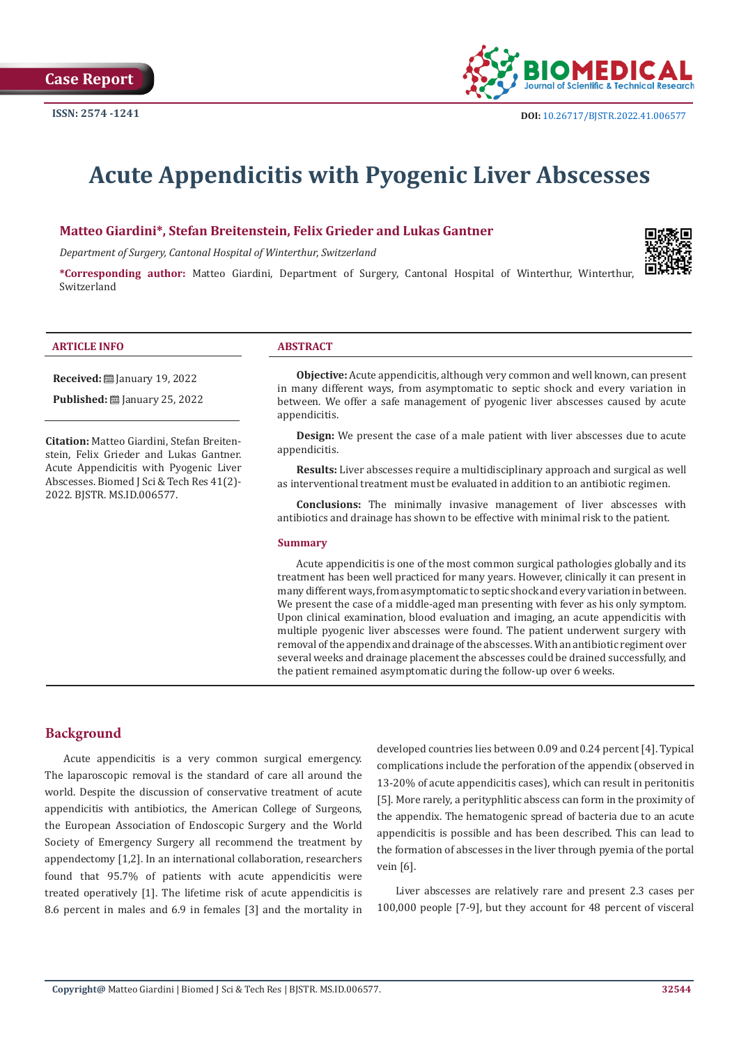Case Report

ISSN: 2574 -1241

DOI: 10.26717/BJSTR.2022.41.006577

# Acute Appendicitis with Pyogenic Liver Abscesses

**Matteo Giardini*, Stefan Breitenstein, Felix Grieder and Lukas Gantner**

*Department of Surgery, Cantonal Hospital of Winterthur, Switzerland*

***Corresponding author:** Matteo Giardini, Department of Surgery, Cantonal Hospital of Winterthur, Winterthur, Switzerland

**ARTICLE INFO**

**Received:** January 19, 2022

**Published:** January 25, 2022

**Citation:** Matteo Giardini, Stefan Breitenstein, Felix Grieder and Lukas Gantner. Acute Appendicitis with Pyogenic Liver Abscesses. Biomed J Sci & Tech Res 41(2)-2022. BJSTR. MS.ID.006577.

**ABSTRACT**

**Objective:** Acute appendicitis, although very common and well known, can present in many different ways, from asymptomatic to septic shock and every variation in between. We offer a safe management of pyogenic liver abscesses caused by acute appendicitis.

**Design:** We present the case of a male patient with liver abscesses due to acute appendicitis.

**Results:** Liver abscesses require a multidisciplinary approach and surgical as well as interventional treatment must be evaluated in addition to an antibiotic regimen.

**Conclusions:** The minimally invasive management of liver abscesses with antibiotics and drainage has shown to be effective with minimal risk to the patient.

**Summary**

Acute appendicitis is one of the most common surgical pathologies globally and its treatment has been well practiced for many years. However, clinically it can present in many different ways, from asymptomatic to septic shock and every variation in between. We present the case of a middle-aged man presenting with fever as his only symptom. Upon clinical examination, blood evaluation and imaging, an acute appendicitis with multiple pyogenic liver abscesses were found. The patient underwent surgery with removal of the appendix and drainage of the abscesses. With an antibiotic regiment over several weeks and drainage placement the abscesses could be drained successfully, and the patient remained asymptomatic during the follow-up over 6 weeks.

## Background

Acute appendicitis is a very common surgical emergency. The laparoscopic removal is the standard of care all around the world. Despite the discussion of conservative treatment of acute appendicitis with antibiotics, the American College of Surgeons, the European Association of Endoscopic Surgery and the World Society of Emergency Surgery all recommend the treatment by appendectomy [1,2]. In an international collaboration, researchers found that 95.7% of patients with acute appendicitis were treated operatively [1]. The lifetime risk of acute appendicitis is 8.6 percent in males and 6.9 in females [3] and the mortality in developed countries lies between 0.09 and 0.24 percent [4]. Typical complications include the perforation of the appendix (observed in 13-20% of acute appendicitis cases), which can result in peritonitis [5]. More rarely, a perityphlitic abscess can form in the proximity of the appendix. The hematogenic spread of bacteria due to an acute appendicitis is possible and has been described. This can lead to the formation of abscesses in the liver through pyemia of the portal vein [6].

Liver abscesses are relatively rare and present 2.3 cases per 100,000 people [7-9], but they account for 48 percent of visceral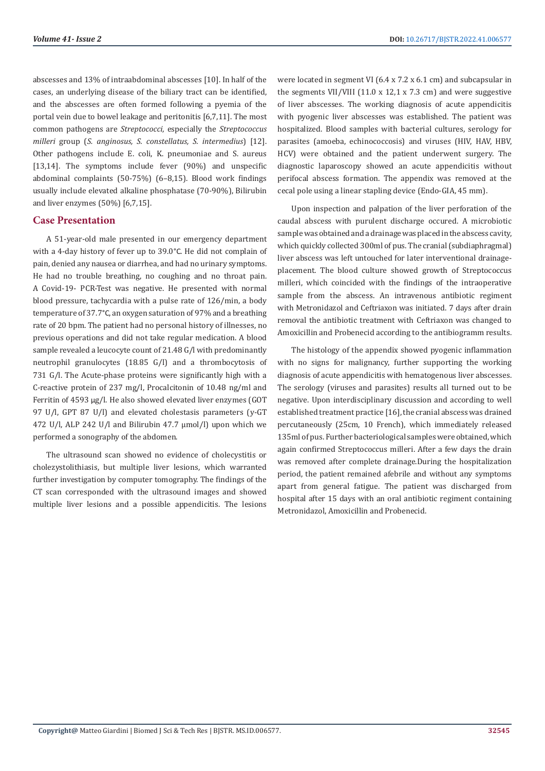abscesses and 13% of intraabdominal abscesses [10]. In half of the cases, an underlying disease of the biliary tract can be identified, and the abscesses are often formed following a pyemia of the portal vein due to bowel leakage and peritonitis [6,7,11]. The most common pathogens are *Streptococci*, especially the *Streptococcus milleri* group (*S. anginosus, S. constellatus, S. intermedius*) [12]. Other pathogens include E. coli, K. pneumoniae and S. aureus [13,14]. The symptoms include fever (90%) and unspecific abdominal complaints (50-75%) (6–8,15). Blood work findings usually include elevated alkaline phosphatase (70-90%), Bilirubin and liver enzymes (50%) [6,7,15].

## Case Presentation

A 51-year-old male presented in our emergency department with a 4-day history of fever up to 39.0°C. He did not complain of pain, denied any nausea or diarrhea, and had no urinary symptoms. He had no trouble breathing, no coughing and no throat pain. A Covid-19- PCR-Test was negative. He presented with normal blood pressure, tachycardia with a pulse rate of 126/min, a body temperature of 37.7°C, an oxygen saturation of 97% and a breathing rate of 20 bpm. The patient had no personal history of illnesses, no previous operations and did not take regular medication. A blood sample revealed a leucocyte count of 21.48 G/l with predominantly neutrophil granulocytes (18.85 G/l) and a thrombocytosis of 731 G/l. The Acute-phase proteins were significantly high with a C-reactive protein of 237 mg/l, Procalcitonin of 10.48 ng/ml and Ferritin of 4593 µg/l. He also showed elevated liver enzymes (GOT 97 U/l, GPT 87 U/l) and elevated cholestasis parameters (γ-GT 472 U/l, ALP 242 U/l and Bilirubin 47.7 µmol/l) upon which we performed a sonography of the abdomen.

The ultrasound scan showed no evidence of cholecystitis or cholezystolithiasis, but multiple liver lesions, which warranted further investigation by computer tomography. The findings of the CT scan corresponded with the ultrasound images and showed multiple liver lesions and a possible appendicitis. The lesions were located in segment VI (6.4 x 7.2 x 6.1 cm) and subcapsular in the segments VII/VIII (11.0 x 12,1 x 7.3 cm) and were suggestive of liver abscesses. The working diagnosis of acute appendicitis with pyogenic liver abscesses was established. The patient was hospitalized. Blood samples with bacterial cultures, serology for parasites (amoeba, echinococcosis) and viruses (HIV, HAV, HBV, HCV) were obtained and the patient underwent surgery. The diagnostic laparoscopy showed an acute appendicitis without perifocal abscess formation. The appendix was removed at the cecal pole using a linear stapling device (Endo-GIA, 45 mm).

Upon inspection and palpation of the liver perforation of the caudal abscess with purulent discharge occured. A microbiotic sample was obtained and a drainage was placed in the abscess cavity, which quickly collected 300ml of pus. The cranial (subdiaphragmal) liver abscess was left untouched for later interventional drainage-placement. The blood culture showed growth of Streptococcus milleri, which coincided with the findings of the intraoperative sample from the abscess. An intravenous antibiotic regiment with Metronidazol and Ceftriaxon was initiated. 7 days after drain removal the antibiotic treatment with Ceftriaxon was changed to Amoxicillin and Probenecid according to the antibiogramm results.

The histology of the appendix showed pyogenic inflammation with no signs for malignancy, further supporting the working diagnosis of acute appendicitis with hematogenous liver abscesses. The serology (viruses and parasites) results all turned out to be negative. Upon interdisciplinary discussion and according to well established treatment practice [16], the cranial abscess was drained percutaneously (25cm, 10 French), which immediately released 135ml of pus. Further bacteriological samples were obtained, which again confirmed Streptococcus milleri. After a few days the drain was removed after complete drainage.During the hospitalization period, the patient remained afebrile and without any symptoms apart from general fatigue. The patient was discharged from hospital after 15 days with an oral antibiotic regiment containing Metronidazol, Amoxicillin and Probenecid.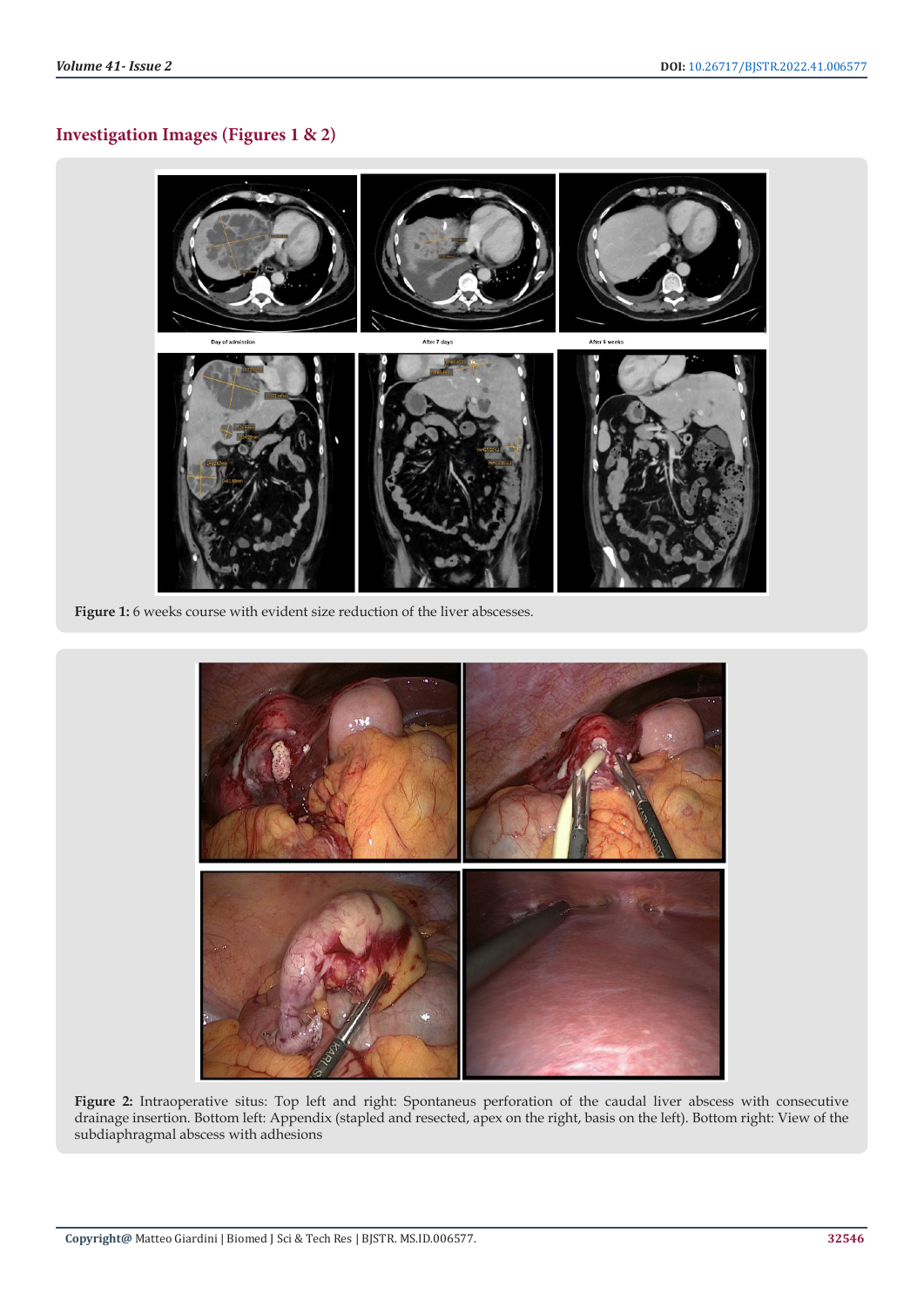## Investigation Images (Figures 1 & 2)

**Figure 1:** 6 weeks course with evident size reduction of the liver abscesses.

**Figure 2:** Intraoperative situs: Top left and right: Spontaneus perforation of the caudal liver abscess with consecutive drainage insertion. Bottom left: Appendix (stapled and resected, apex on the right, basis on the left). Bottom right: View of the subdiaphragmal abscess with adhesions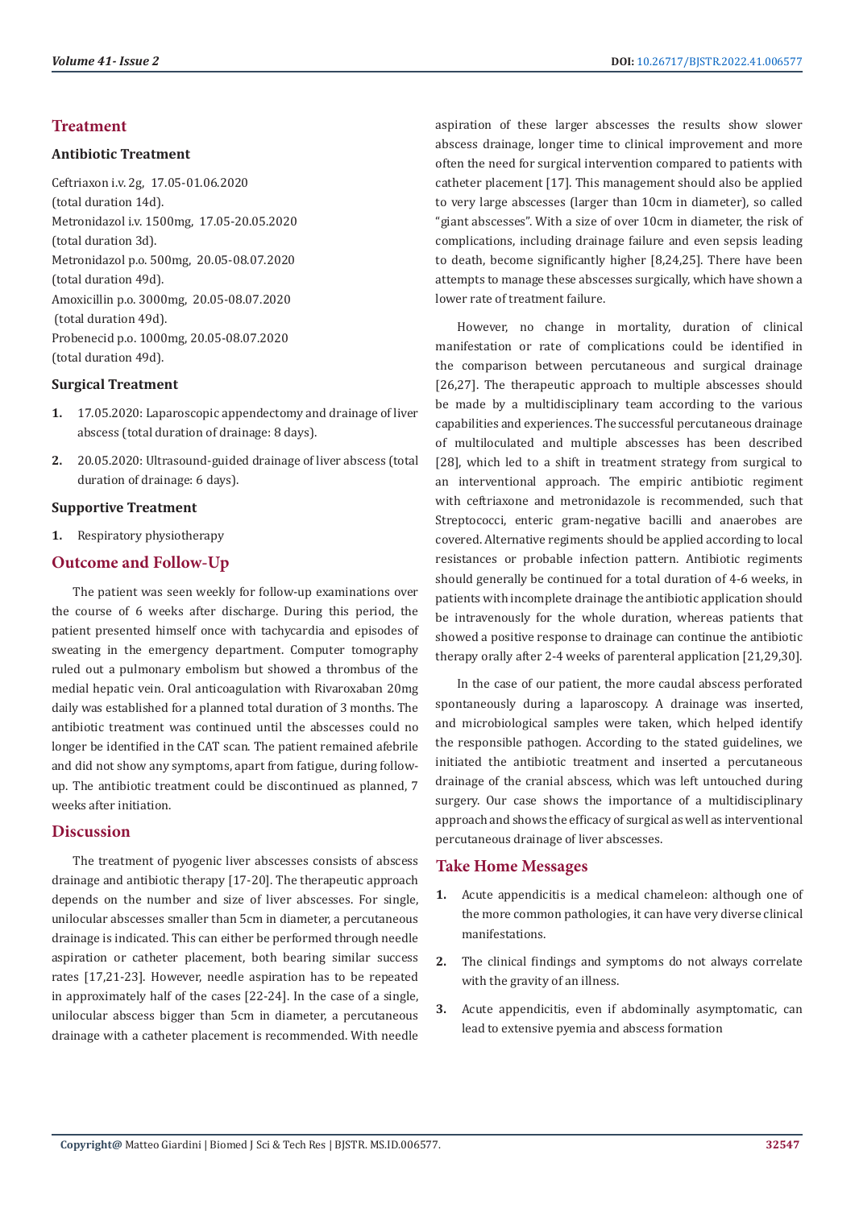## Treatment

### Antibiotic Treatment

Ceftriaxon i.v. 2g, 17.05-01.06.2020
(total duration 14d).
Metronidazol i.v. 1500mg, 17.05-20.05.2020
(total duration 3d).
Metronidazol p.o. 500mg, 20.05-08.07.2020
(total duration 49d).
Amoxicillin p.o. 3000mg, 20.05-08.07.2020
(total duration 49d).
Probenecid p.o. 1000mg, 20.05-08.07.2020
(total duration 49d).

### Surgical Treatment

1. 17.05.2020: Laparoscopic appendectomy and drainage of liver abscess (total duration of drainage: 8 days).
2. 20.05.2020: Ultrasound-guided drainage of liver abscess (total duration of drainage: 6 days).

### Supportive Treatment

1. Respiratory physiotherapy

## Outcome and Follow-Up

The patient was seen weekly for follow-up examinations over the course of 6 weeks after discharge. During this period, the patient presented himself once with tachycardia and episodes of sweating in the emergency department. Computer tomography ruled out a pulmonary embolism but showed a thrombus of the medial hepatic vein. Oral anticoagulation with Rivaroxaban 20mg daily was established for a planned total duration of 3 months. The antibiotic treatment was continued until the abscesses could no longer be identified in the CAT scan. The patient remained afebrile and did not show any symptoms, apart from fatigue, during follow-up. The antibiotic treatment could be discontinued as planned, 7 weeks after initiation.

## Discussion

The treatment of pyogenic liver abscesses consists of abscess drainage and antibiotic therapy [17-20]. The therapeutic approach depends on the number and size of liver abscesses. For single, unilocular abscesses smaller than 5cm in diameter, a percutaneous drainage is indicated. This can either be performed through needle aspiration or catheter placement, both bearing similar success rates [17,21-23]. However, needle aspiration has to be repeated in approximately half of the cases [22-24]. In the case of a single, unilocular abscess bigger than 5cm in diameter, a percutaneous drainage with a catheter placement is recommended. With needle aspiration of these larger abscesses the results show slower abscess drainage, longer time to clinical improvement and more often the need for surgical intervention compared to patients with catheter placement [17]. This management should also be applied to very large abscesses (larger than 10cm in diameter), so called "giant abscesses". With a size of over 10cm in diameter, the risk of complications, including drainage failure and even sepsis leading to death, become significantly higher [8,24,25]. There have been attempts to manage these abscesses surgically, which have shown a lower rate of treatment failure.

However, no change in mortality, duration of clinical manifestation or rate of complications could be identified in the comparison between percutaneous and surgical drainage [26,27]. The therapeutic approach to multiple abscesses should be made by a multidisciplinary team according to the various capabilities and experiences. The successful percutaneous drainage of multiloculated and multiple abscesses has been described [28], which led to a shift in treatment strategy from surgical to an interventional approach. The empiric antibiotic regiment with ceftriaxone and metronidazole is recommended, such that Streptococci, enteric gram-negative bacilli and anaerobes are covered. Alternative regiments should be applied according to local resistances or probable infection pattern. Antibiotic regiments should generally be continued for a total duration of 4-6 weeks, in patients with incomplete drainage the antibiotic application should be intravenously for the whole duration, whereas patients that showed a positive response to drainage can continue the antibiotic therapy orally after 2-4 weeks of parenteral application [21,29,30].

In the case of our patient, the more caudal abscess perforated spontaneously during a laparoscopy. A drainage was inserted, and microbiological samples were taken, which helped identify the responsible pathogen. According to the stated guidelines, we initiated the antibiotic treatment and inserted a percutaneous drainage of the cranial abscess, which was left untouched during surgery. Our case shows the importance of a multidisciplinary approach and shows the efficacy of surgical as well as interventional percutaneous drainage of liver abscesses.

## Take Home Messages

1. Acute appendicitis is a medical chameleon: although one of the more common pathologies, it can have very diverse clinical manifestations.
2. The clinical findings and symptoms do not always correlate with the gravity of an illness.
3. Acute appendicitis, even if abdominally asymptomatic, can lead to extensive pyemia and abscess formation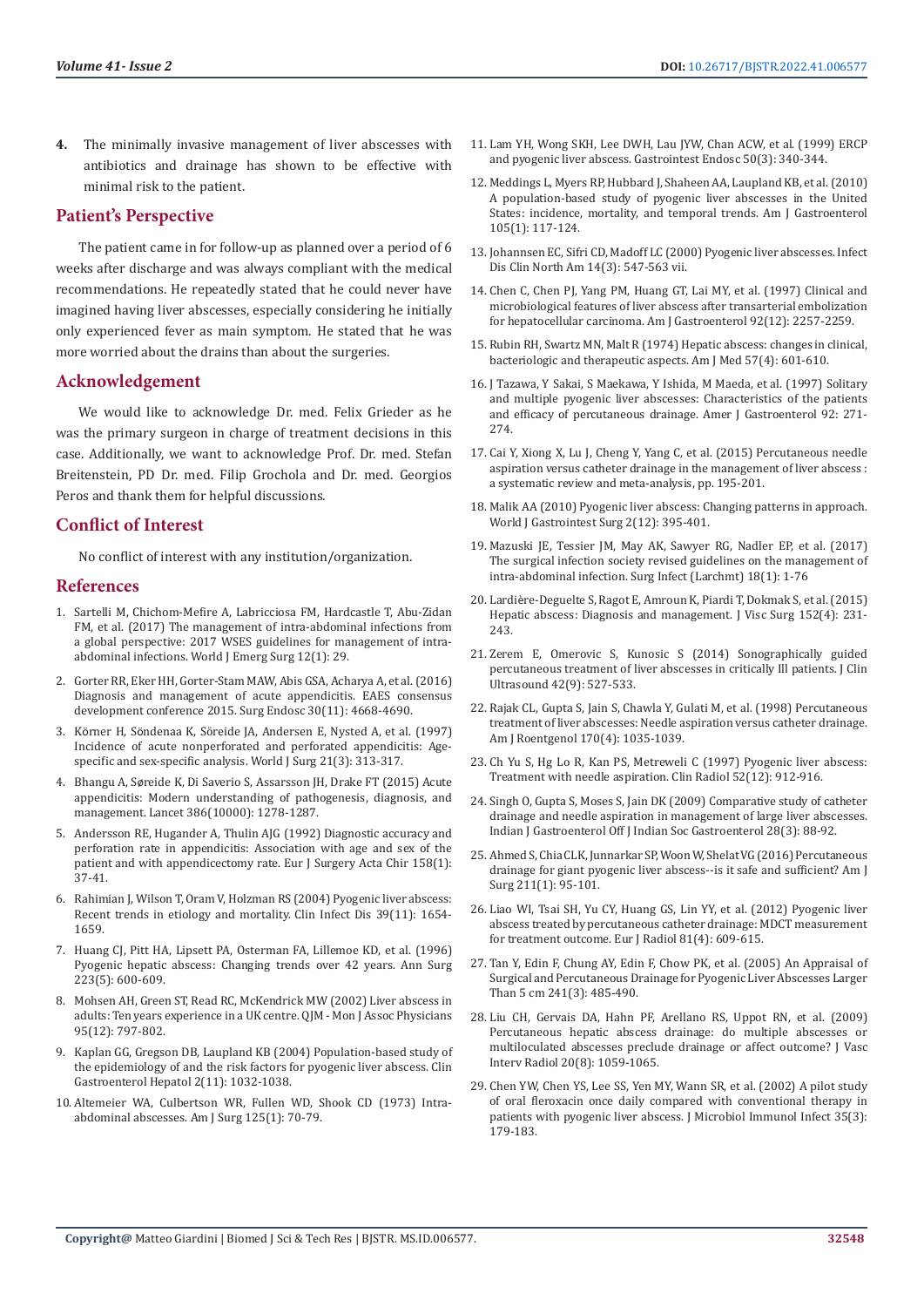4. The minimally invasive management of liver abscesses with antibiotics and drainage has shown to be effective with minimal risk to the patient.

## Patient's Perspective

The patient came in for follow-up as planned over a period of 6 weeks after discharge and was always compliant with the medical recommendations. He repeatedly stated that he could never have imagined having liver abscesses, especially considering he initially only experienced fever as main symptom. He stated that he was more worried about the drains than about the surgeries.

## Acknowledgement

We would like to acknowledge Dr. med. Felix Grieder as he was the primary surgeon in charge of treatment decisions in this case. Additionally, we want to acknowledge Prof. Dr. med. Stefan Breitenstein, PD Dr. med. Filip Grochola and Dr. med. Georgios Peros and thank them for helpful discussions.

## Conflict of Interest

No conflict of interest with any institution/organization.

## References

1. Sartelli M, Chichom-Mefire A, Labricciosa FM, Hardcastle T, Abu-Zidan FM, et al. (2017) The management of intra-abdominal infections from a global perspective: 2017 WSES guidelines for management of intra-abdominal infections. World J Emerg Surg 12(1): 29.
2. Gorter RR, Eker HH, Gorter-Stam MAW, Abis GSA, Acharya A, et al. (2016) Diagnosis and management of acute appendicitis. EAES consensus development conference 2015. Surg Endosc 30(11): 4668-4690.
3. Körner H, Söndenaa K, Söreide JA, Andersen E, Nysted A, et al. (1997) Incidence of acute nonperforated and perforated appendicitis: Age-specific and sex-specific analysis. World J Surg 21(3): 313-317.
4. Bhangu A, Søreide K, Di Saverio S, Assarsson JH, Drake FT (2015) Acute appendicitis: Modern understanding of pathogenesis, diagnosis, and management. Lancet 386(10000): 1278-1287.
5. Andersson RE, Hugander A, Thulin AJG (1992) Diagnostic accuracy and perforation rate in appendicitis: Association with age and sex of the patient and with appendicectomy rate. Eur J Surgery Acta Chir 158(1): 37-41.
6. Rahimian J, Wilson T, Oram V, Holzman RS (2004) Pyogenic liver abscess: Recent trends in etiology and mortality. Clin Infect Dis 39(11): 1654-1659.
7. Huang CJ, Pitt HA, Lipsett PA, Osterman FA, Lillemoe KD, et al. (1996) Pyogenic hepatic abscess: Changing trends over 42 years. Ann Surg 223(5): 600-609.
8. Mohsen AH, Green ST, Read RC, McKendrick MW (2002) Liver abscess in adults: Ten years experience in a UK centre. QJM - Mon J Assoc Physicians 95(12): 797-802.
9. Kaplan GG, Gregson DB, Laupland KB (2004) Population-based study of the epidemiology of and the risk factors for pyogenic liver abscess. Clin Gastroenterol Hepatol 2(11): 1032-1038.
10. Altemeier WA, Culbertson WR, Fullen WD, Shook CD (1973) Intra-abdominal abscesses. Am J Surg 125(1): 70-79.
11. Lam YH, Wong SKH, Lee DWH, Lau JYW, Chan ACW, et al. (1999) ERCP and pyogenic liver abscess. Gastrointest Endosc 50(3): 340-344.
12. Meddings L, Myers RP, Hubbard J, Shaheen AA, Laupland KB, et al. (2010) A population-based study of pyogenic liver abscesses in the United States: incidence, mortality, and temporal trends. Am J Gastroenterol 105(1): 117-124.
13. Johannsen EC, Sifri CD, Madoff LC (2000) Pyogenic liver abscesses. Infect Dis Clin North Am 14(3): 547-563 vii.
14. Chen C, Chen PJ, Yang PM, Huang GT, Lai MY, et al. (1997) Clinical and microbiological features of liver abscess after transarterial embolization for hepatocellular carcinoma. Am J Gastroenterol 92(12): 2257-2259.
15. Rubin RH, Swartz MN, Malt R (1974) Hepatic abscess: changes in clinical, bacteriologic and therapeutic aspects. Am J Med 57(4): 601-610.
16. J Tazawa, Y Sakai, S Maekawa, Y Ishida, M Maeda, et al. (1997) Solitary and multiple pyogenic liver abscesses: Characteristics of the patients and efficacy of percutaneous drainage. Amer J Gastroenterol 92: 271-274.
17. Cai Y, Xiong X, Lu J, Cheng Y, Yang C, et al. (2015) Percutaneous needle aspiration versus catheter drainage in the management of liver abscess : a systematic review and meta-analysis, pp. 195-201.
18. Malik AA (2010) Pyogenic liver abscess: Changing patterns in approach. World J Gastrointest Surg 2(12): 395-401.
19. Mazuski JE, Tessier JM, May AK, Sawyer RG, Nadler EP, et al. (2017) The surgical infection society revised guidelines on the management of intra-abdominal infection. Surg Infect (Larchmt) 18(1): 1-76
20. Lardière-Deguelte S, Ragot E, Amroun K, Piardi T, Dokmak S, et al. (2015) Hepatic abscess: Diagnosis and management. J Visc Surg 152(4): 231-243.
21. Zerem E, Omerovic S, Kunosic S (2014) Sonographically guided percutaneous treatment of liver abscesses in critically Ill patients. J Clin Ultrasound 42(9): 527-533.
22. Rajak CL, Gupta S, Jain S, Chawla Y, Gulati M, et al. (1998) Percutaneous treatment of liver abscesses: Needle aspiration versus catheter drainage. Am J Roentgenol 170(4): 1035-1039.
23. Ch Yu S, Hg Lo R, Kan PS, Metreweli C (1997) Pyogenic liver abscess: Treatment with needle aspiration. Clin Radiol 52(12): 912-916.
24. Singh O, Gupta S, Moses S, Jain DK (2009) Comparative study of catheter drainage and needle aspiration in management of large liver abscesses. Indian J Gastroenterol Off J Indian Soc Gastroenterol 28(3): 88-92.
25. Ahmed S, Chia CLK, Junnarkar SP, Woon W, Shelat VG (2016) Percutaneous drainage for giant pyogenic liver abscess--is it safe and sufficient? Am J Surg 211(1): 95-101.
26. Liao WI, Tsai SH, Yu CY, Huang GS, Lin YY, et al. (2012) Pyogenic liver abscess treated by percutaneous catheter drainage: MDCT measurement for treatment outcome. Eur J Radiol 81(4): 609-615.
27. Tan Y, Edin F, Chung AY, Edin F, Chow PK, et al. (2005) An Appraisal of Surgical and Percutaneous Drainage for Pyogenic Liver Abscesses Larger Than 5 cm 241(3): 485-490.
28. Liu CH, Gervais DA, Hahn PF, Arellano RS, Uppot RN, et al. (2009) Percutaneous hepatic abscess drainage: do multiple abscesses or multiloculated abscesses preclude drainage or affect outcome? J Vasc Interv Radiol 20(8): 1059-1065.
29. Chen YW, Chen YS, Lee SS, Yen MY, Wann SR, et al. (2002) A pilot study of oral fleroxacin once daily compared with conventional therapy in patients with pyogenic liver abscess. J Microbiol Immunol Infect 35(3): 179-183.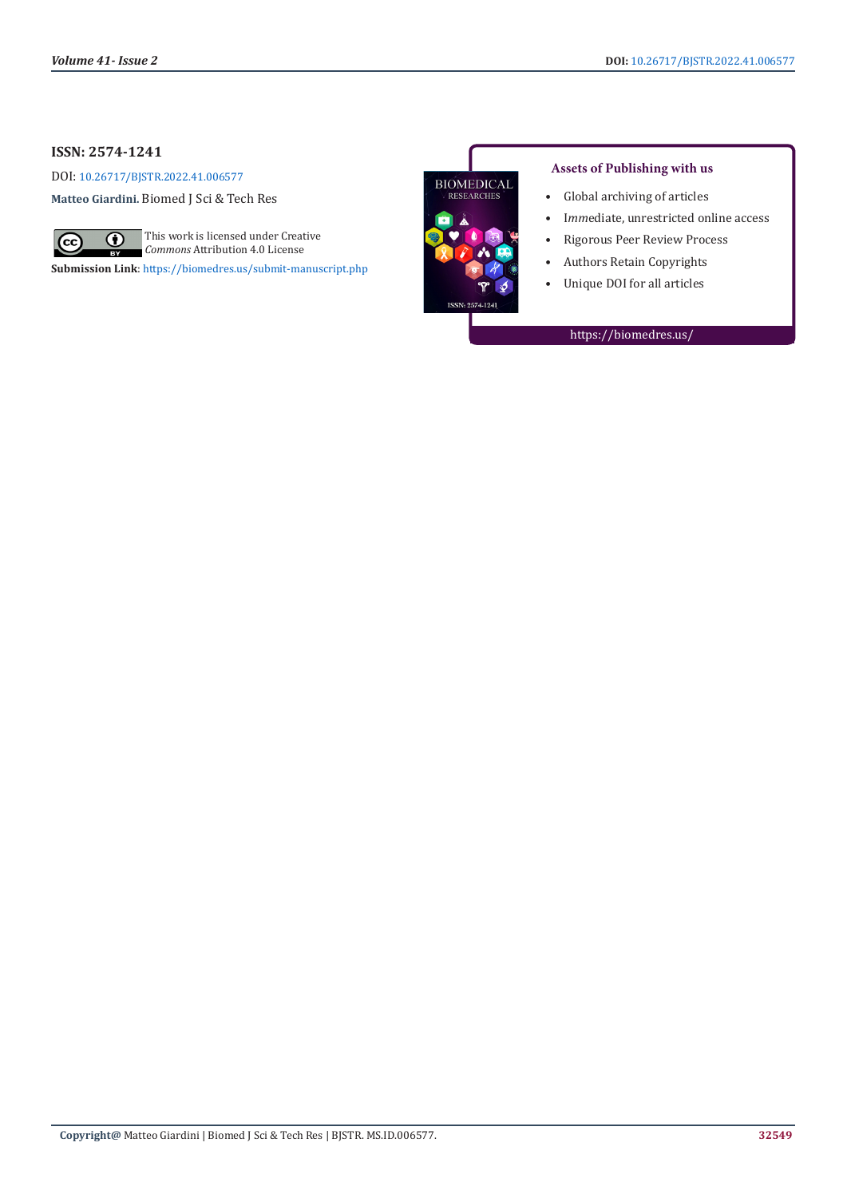**ISSN: 2574-1241**

DOI: 10.26717/BJSTR.2022.41.006577

**Matteo Giardini.** Biomed J Sci & Tech Res

This work is licensed under Creative *Commons* Attribution 4.0 License

**Submission Link**: https://biomedres.us/submit-manuscript.php

### Assets of Publishing with us

- Global archiving of articles
- Immediate, unrestricted online access
- Rigorous Peer Review Process
- Authors Retain Copyrights
- Unique DOI for all articles

https://biomedres.us/